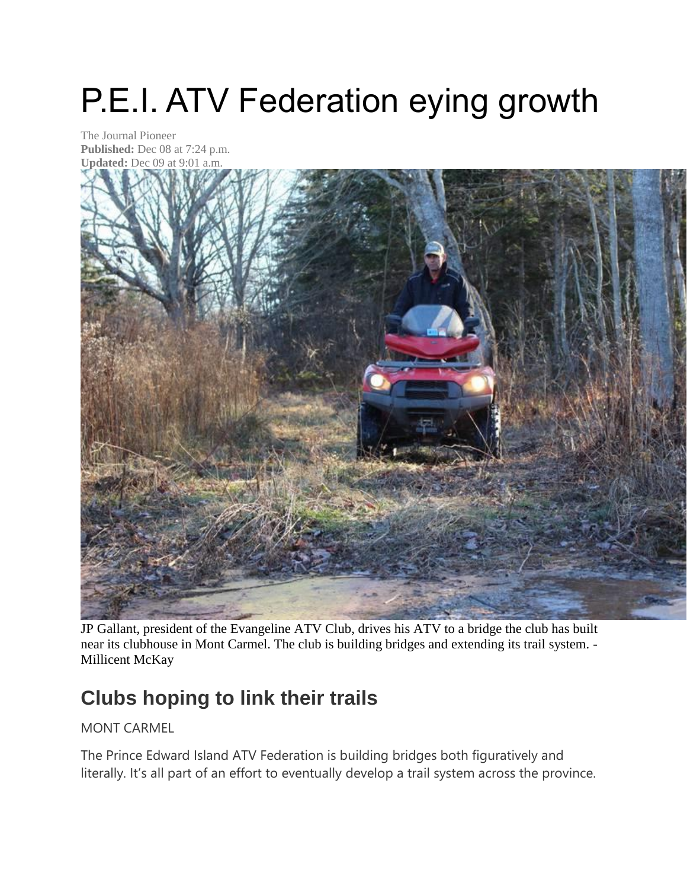# P.E.I. ATV Federation eying growth

The Journal Pioneer
**Published:** Dec 08 at 7:24 p.m.
**Updated:** Dec 09 at 9:01 a.m.

JP Gallant, president of the Evangeline ATV Club, drives his ATV to a bridge the club has built near its clubhouse in Mont Carmel. The club is building bridges and extending its trail system. - Millicent McKay

## Clubs hoping to link their trails

MONT CARMEL

The Prince Edward Island ATV Federation is building bridges both figuratively and literally. It's all part of an effort to eventually develop a trail system across the province.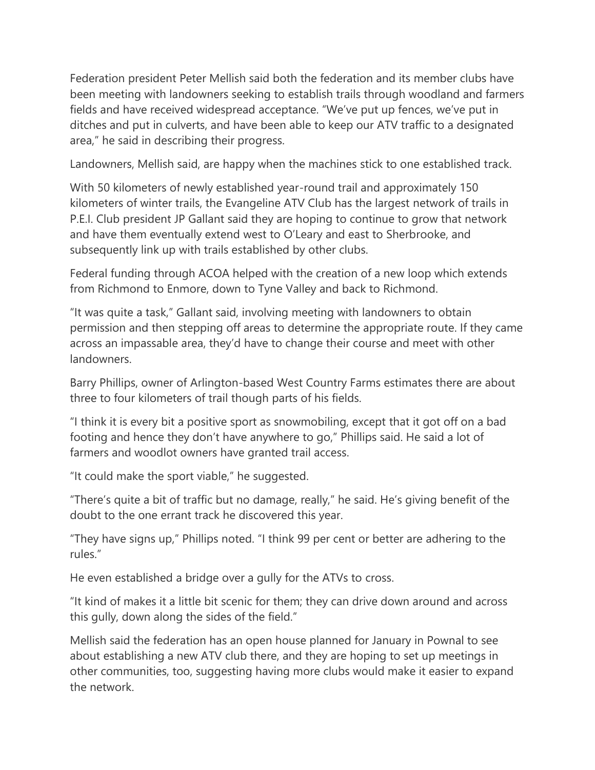Federation president Peter Mellish said both the federation and its member clubs have been meeting with landowners seeking to establish trails through woodland and farmers fields and have received widespread acceptance. "We've put up fences, we've put in ditches and put in culverts, and have been able to keep our ATV traffic to a designated area," he said in describing their progress.

Landowners, Mellish said, are happy when the machines stick to one established track.

With 50 kilometers of newly established year-round trail and approximately 150 kilometers of winter trails, the Evangeline ATV Club has the largest network of trails in P.E.I. Club president JP Gallant said they are hoping to continue to grow that network and have them eventually extend west to O'Leary and east to Sherbrooke, and subsequently link up with trails established by other clubs.

Federal funding through ACOA helped with the creation of a new loop which extends from Richmond to Enmore, down to Tyne Valley and back to Richmond.

"It was quite a task," Gallant said, involving meeting with landowners to obtain permission and then stepping off areas to determine the appropriate route. If they came across an impassable area, they'd have to change their course and meet with other landowners.

Barry Phillips, owner of Arlington-based West Country Farms estimates there are about three to four kilometers of trail though parts of his fields.

"I think it is every bit a positive sport as snowmobiling, except that it got off on a bad footing and hence they don't have anywhere to go," Phillips said. He said a lot of farmers and woodlot owners have granted trail access.

"It could make the sport viable," he suggested.

"There's quite a bit of traffic but no damage, really," he said. He's giving benefit of the doubt to the one errant track he discovered this year.

"They have signs up," Phillips noted. "I think 99 per cent or better are adhering to the rules."

He even established a bridge over a gully for the ATVs to cross.

"It kind of makes it a little bit scenic for them; they can drive down around and across this gully, down along the sides of the field."

Mellish said the federation has an open house planned for January in Pownal to see about establishing a new ATV club there, and they are hoping to set up meetings in other communities, too, suggesting having more clubs would make it easier to expand the network.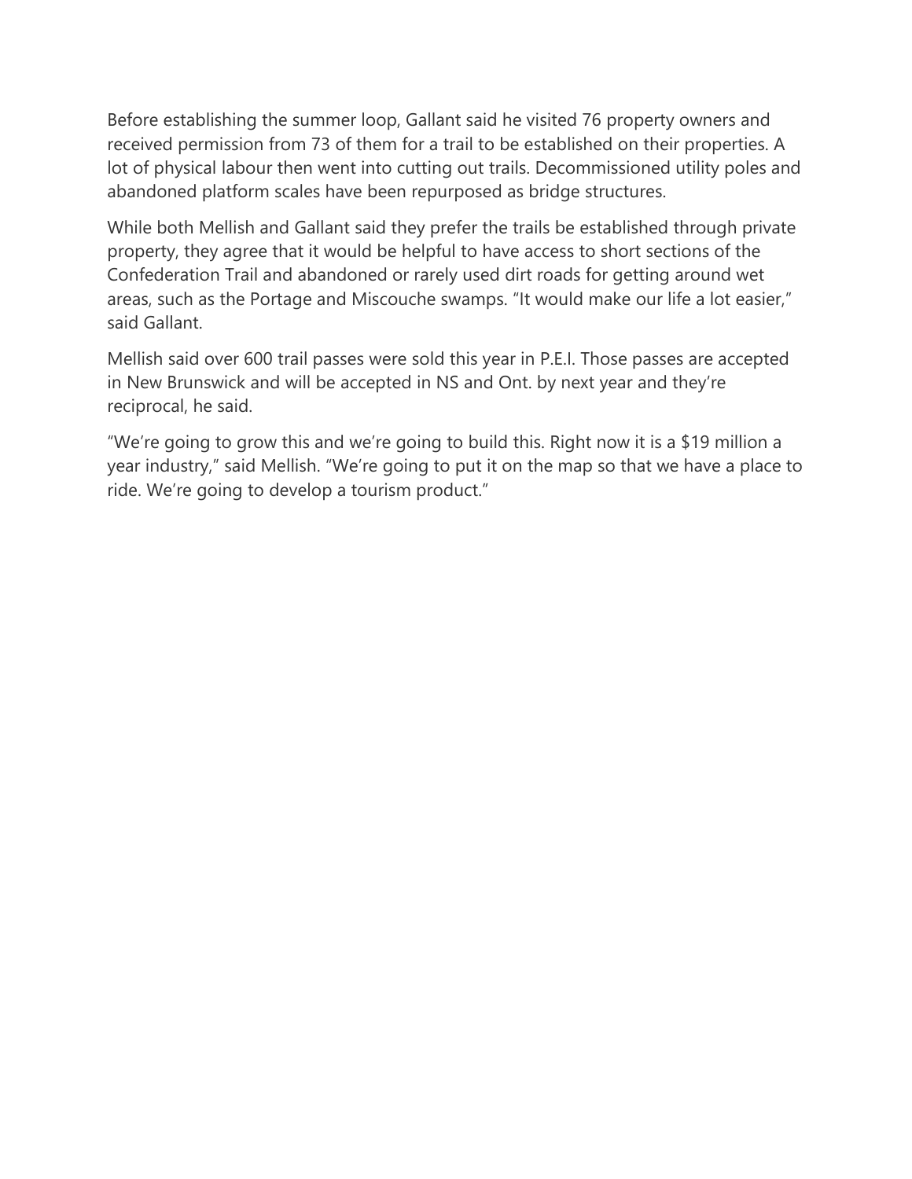Before establishing the summer loop, Gallant said he visited 76 property owners and received permission from 73 of them for a trail to be established on their properties. A lot of physical labour then went into cutting out trails. Decommissioned utility poles and abandoned platform scales have been repurposed as bridge structures.

While both Mellish and Gallant said they prefer the trails be established through private property, they agree that it would be helpful to have access to short sections of the Confederation Trail and abandoned or rarely used dirt roads for getting around wet areas, such as the Portage and Miscouche swamps. "It would make our life a lot easier," said Gallant.

Mellish said over 600 trail passes were sold this year in P.E.I. Those passes are accepted in New Brunswick and will be accepted in NS and Ont. by next year and they're reciprocal, he said.

"We're going to grow this and we're going to build this. Right now it is a $19 million a year industry," said Mellish. "We're going to put it on the map so that we have a place to ride. We're going to develop a tourism product."